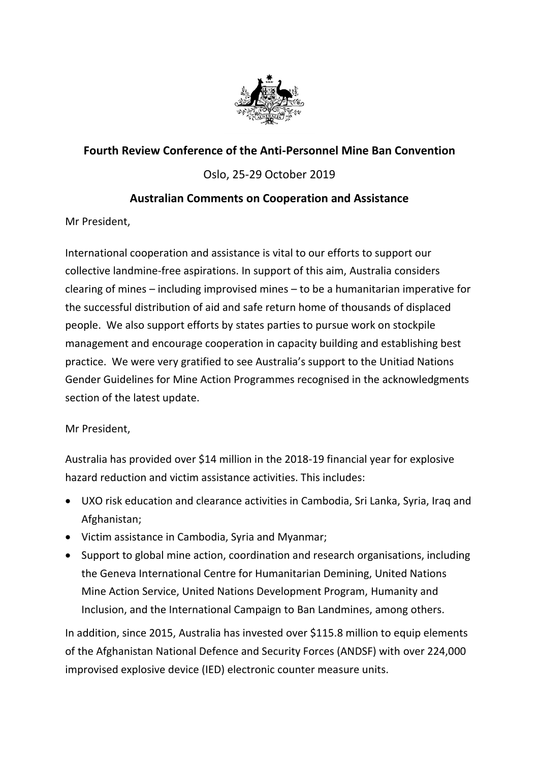**Fourth Review Conference of the Anti-Personnel Mine Ban Convention**

Oslo, 25-29 October 2019

**Australian Comments on Cooperation and Assistance**

Mr President,

International cooperation and assistance is vital to our efforts to support our collective landmine-free aspirations. In support of this aim, Australia considers clearing of mines – including improvised mines – to be a humanitarian imperative for the successful distribution of aid and safe return home of thousands of displaced people. We also support efforts by states parties to pursue work on stockpile management and encourage cooperation in capacity building and establishing best practice. We were very gratified to see Australia's support to the Unitiad Nations Gender Guidelines for Mine Action Programmes recognised in the acknowledgments section of the latest update.

Mr President,

Australia has provided over $14 million in the 2018-19 financial year for explosive hazard reduction and victim assistance activities. This includes:

- UXO risk education and clearance activities in Cambodia, Sri Lanka, Syria, Iraq and Afghanistan;
- Victim assistance in Cambodia, Syria and Myanmar;
- Support to global mine action, coordination and research organisations, including the Geneva International Centre for Humanitarian Demining, United Nations Mine Action Service, United Nations Development Program, Humanity and Inclusion, and the International Campaign to Ban Landmines, among others.

In addition, since 2015, Australia has invested over $115.8 million to equip elements of the Afghanistan National Defence and Security Forces (ANDSF) with over 224,000 improvised explosive device (IED) electronic counter measure units.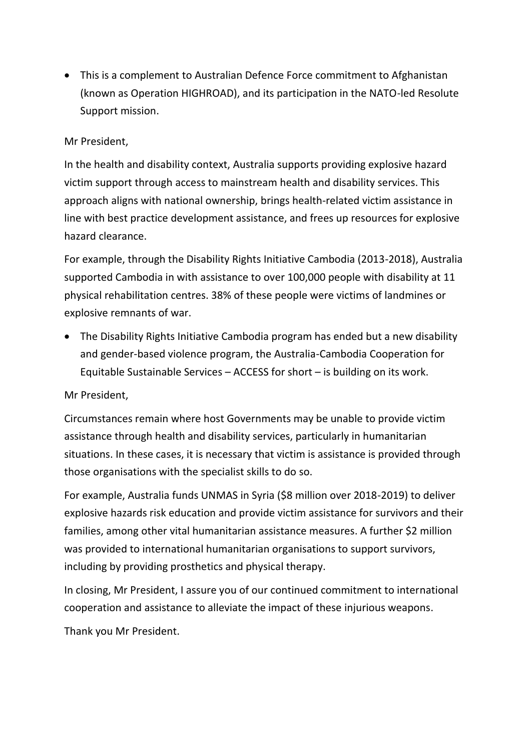- This is a complement to Australian Defence Force commitment to Afghanistan (known as Operation HIGHROAD), and its participation in the NATO-led Resolute Support mission.

Mr President,

In the health and disability context, Australia supports providing explosive hazard victim support through access to mainstream health and disability services. This approach aligns with national ownership, brings health-related victim assistance in line with best practice development assistance, and frees up resources for explosive hazard clearance.

For example, through the Disability Rights Initiative Cambodia (2013-2018), Australia supported Cambodia in with assistance to over 100,000 people with disability at 11 physical rehabilitation centres. 38% of these people were victims of landmines or explosive remnants of war.

- The Disability Rights Initiative Cambodia program has ended but a new disability and gender-based violence program, the Australia-Cambodia Cooperation for Equitable Sustainable Services – ACCESS for short – is building on its work.

Mr President,

Circumstances remain where host Governments may be unable to provide victim assistance through health and disability services, particularly in humanitarian situations. In these cases, it is necessary that victim is assistance is provided through those organisations with the specialist skills to do so.

For example, Australia funds UNMAS in Syria ($8 million over 2018-2019) to deliver explosive hazards risk education and provide victim assistance for survivors and their families, among other vital humanitarian assistance measures. A further $2 million was provided to international humanitarian organisations to support survivors, including by providing prosthetics and physical therapy.

In closing, Mr President, I assure you of our continued commitment to international cooperation and assistance to alleviate the impact of these injurious weapons.

Thank you Mr President.